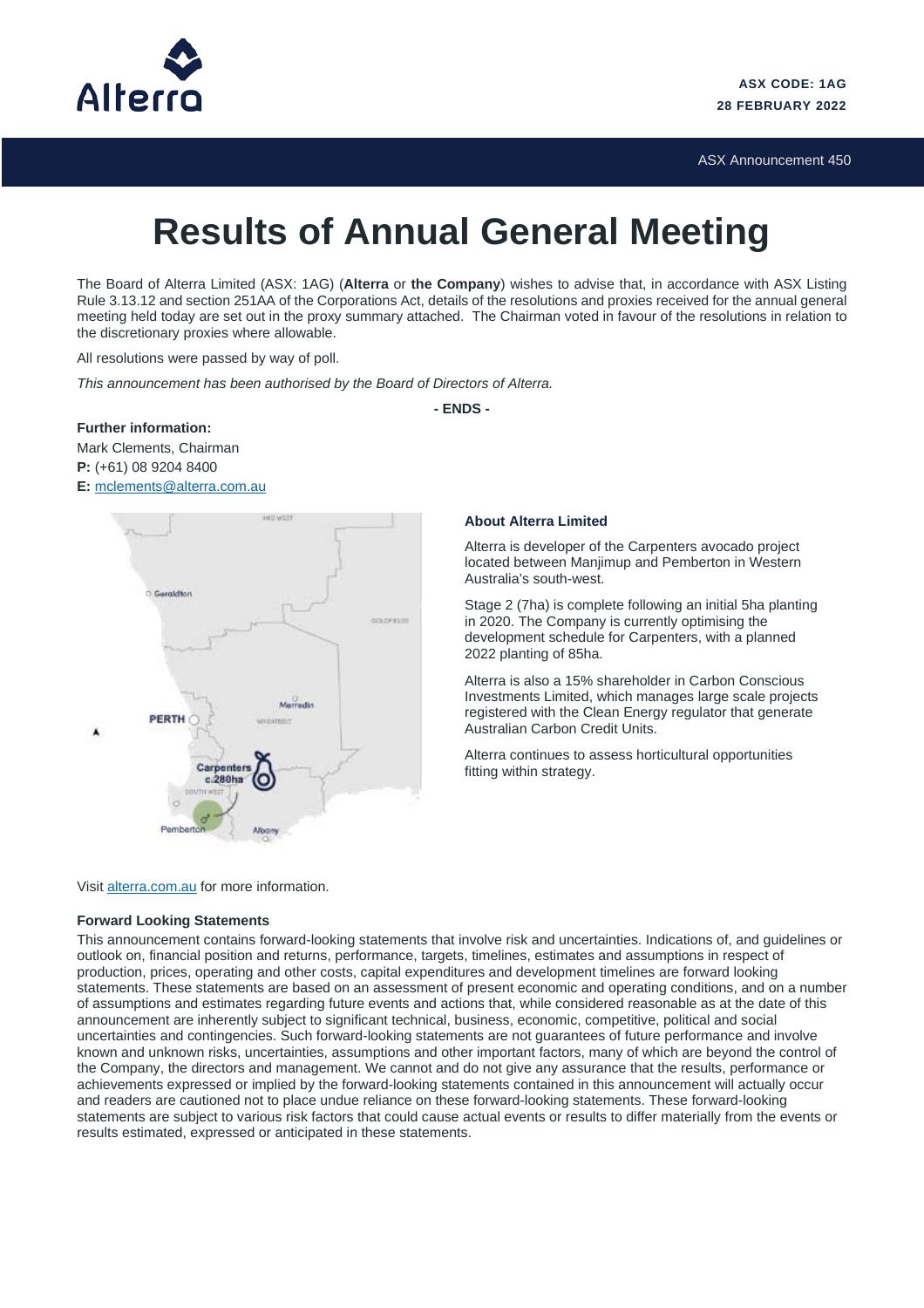ASX CODE: 1AG
28 FEBRUARY 2022

ASX Announcement 450

# Results of Annual General Meeting

The Board of Alterra Limited (ASX: 1AG) (**Alterra** or **the Company**) wishes to advise that, in accordance with ASX Listing Rule 3.13.12 and section 251AA of the Corporations Act, details of the resolutions and proxies received for the annual general meeting held today are set out in the proxy summary attached. The Chairman voted in favour of the resolutions in relation to the discretionary proxies where allowable.

All resolutions were passed by way of poll.

*This announcement has been authorised by the Board of Directors of Alterra.*

**- ENDS -**

**Further information:**
Mark Clements, Chairman
**P:** (+61) 08 9204 8400
**E:** mclements@alterra.com.au

### About Alterra Limited

Alterra is developer of the Carpenters avocado project located between Manjimup and Pemberton in Western Australia's south-west.

Stage 2 (7ha) is complete following an initial 5ha planting in 2020. The Company is currently optimising the development schedule for Carpenters, with a planned 2022 planting of 85ha.

Alterra is also a 15% shareholder in Carbon Conscious Investments Limited, which manages large scale projects registered with the Clean Energy regulator that generate Australian Carbon Credit Units.

Alterra continues to assess horticultural opportunities fitting within strategy.

Visit alterra.com.au for more information.

**Forward Looking Statements**

This announcement contains forward-looking statements that involve risk and uncertainties. Indications of, and guidelines or outlook on, financial position and returns, performance, targets, timelines, estimates and assumptions in respect of production, prices, operating and other costs, capital expenditures and development timelines are forward looking statements. These statements are based on an assessment of present economic and operating conditions, and on a number of assumptions and estimates regarding future events and actions that, while considered reasonable as at the date of this announcement are inherently subject to significant technical, business, economic, competitive, political and social uncertainties and contingencies. Such forward-looking statements are not guarantees of future performance and involve known and unknown risks, uncertainties, assumptions and other important factors, many of which are beyond the control of the Company, the directors and management. We cannot and do not give any assurance that the results, performance or achievements expressed or implied by the forward-looking statements contained in this announcement will actually occur and readers are cautioned not to place undue reliance on these forward-looking statements. These forward-looking statements are subject to various risk factors that could cause actual events or results to differ materially from the events or results estimated, expressed or anticipated in these statements.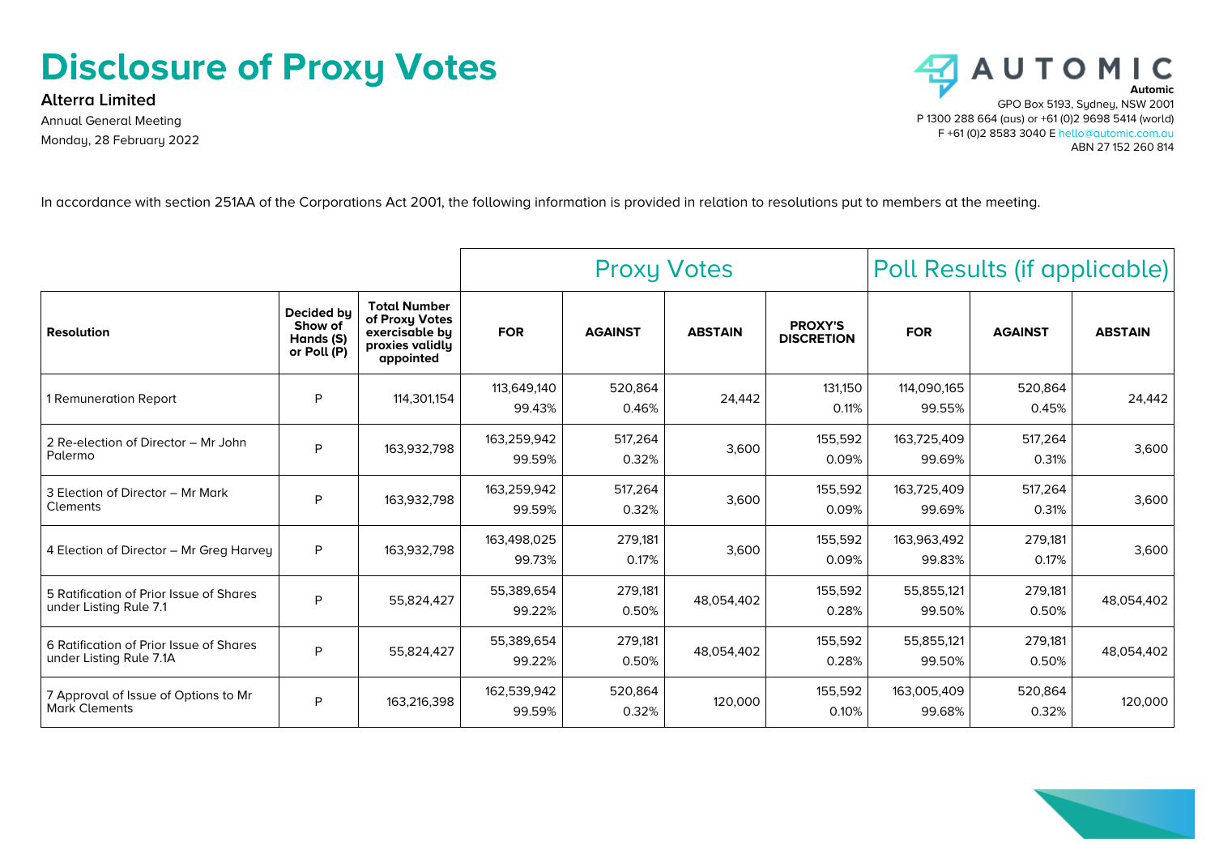# Disclosure of Proxy Votes

**Alterra Limited**

Annual General Meeting

Monday, 28 February 2022

**Automic**

GPO Box 5193, Sydney, NSW 2001
P 1300 288 664 (aus) or +61 (0)2 9698 5414 (world)
F +61 (0)2 8583 3040 E hello@automic.com.au
ABN 27 152 260 814

In accordance with section 251AA of the Corporations Act 2001, the following information is provided in relation to resolutions put to members at the meeting.

| | | | Proxy Votes | | | | Poll Results (if applicable) | | |
|---|---|---|---|---|---|---|---|---|---|
| **Resolution** | **Decided by Show of Hands (S) or Poll (P)** | **Total Number of Proxy Votes exercisable by proxies validly appointed** | **FOR** | **AGAINST** | **ABSTAIN** | **PROXY'S DISCRETION** | **FOR** | **AGAINST** | **ABSTAIN** |
| 1 Remuneration Report | P | 114,301,154 | 113,649,140 99.43% | 520,864 0.46% | 24,442 | 131,150 0.11% | 114,090,165 99.55% | 520,864 0.45% | 24,442 |
| 2 Re-election of Director – Mr John Palermo | P | 163,932,798 | 163,259,942 99.59% | 517,264 0.32% | 3,600 | 155,592 0.09% | 163,725,409 99.69% | 517,264 0.31% | 3,600 |
| 3 Election of Director – Mr Mark Clements | P | 163,932,798 | 163,259,942 99.59% | 517,264 0.32% | 3,600 | 155,592 0.09% | 163,725,409 99.69% | 517,264 0.31% | 3,600 |
| 4 Election of Director – Mr Greg Harvey | P | 163,932,798 | 163,498,025 99.73% | 279,181 0.17% | 3,600 | 155,592 0.09% | 163,963,492 99.83% | 279,181 0.17% | 3,600 |
| 5 Ratification of Prior Issue of Shares under Listing Rule 7.1 | P | 55,824,427 | 55,389,654 99.22% | 279,181 0.50% | 48,054,402 | 155,592 0.28% | 55,855,121 99.50% | 279,181 0.50% | 48,054,402 |
| 6 Ratification of Prior Issue of Shares under Listing Rule 7.1A | P | 55,824,427 | 55,389,654 99.22% | 279,181 0.50% | 48,054,402 | 155,592 0.28% | 55,855,121 99.50% | 279,181 0.50% | 48,054,402 |
| 7 Approval of Issue of Options to Mr Mark Clements | P | 163,216,398 | 162,539,942 99.59% | 520,864 0.32% | 120,000 | 155,592 0.10% | 163,005,409 99.68% | 520,864 0.32% | 120,000 |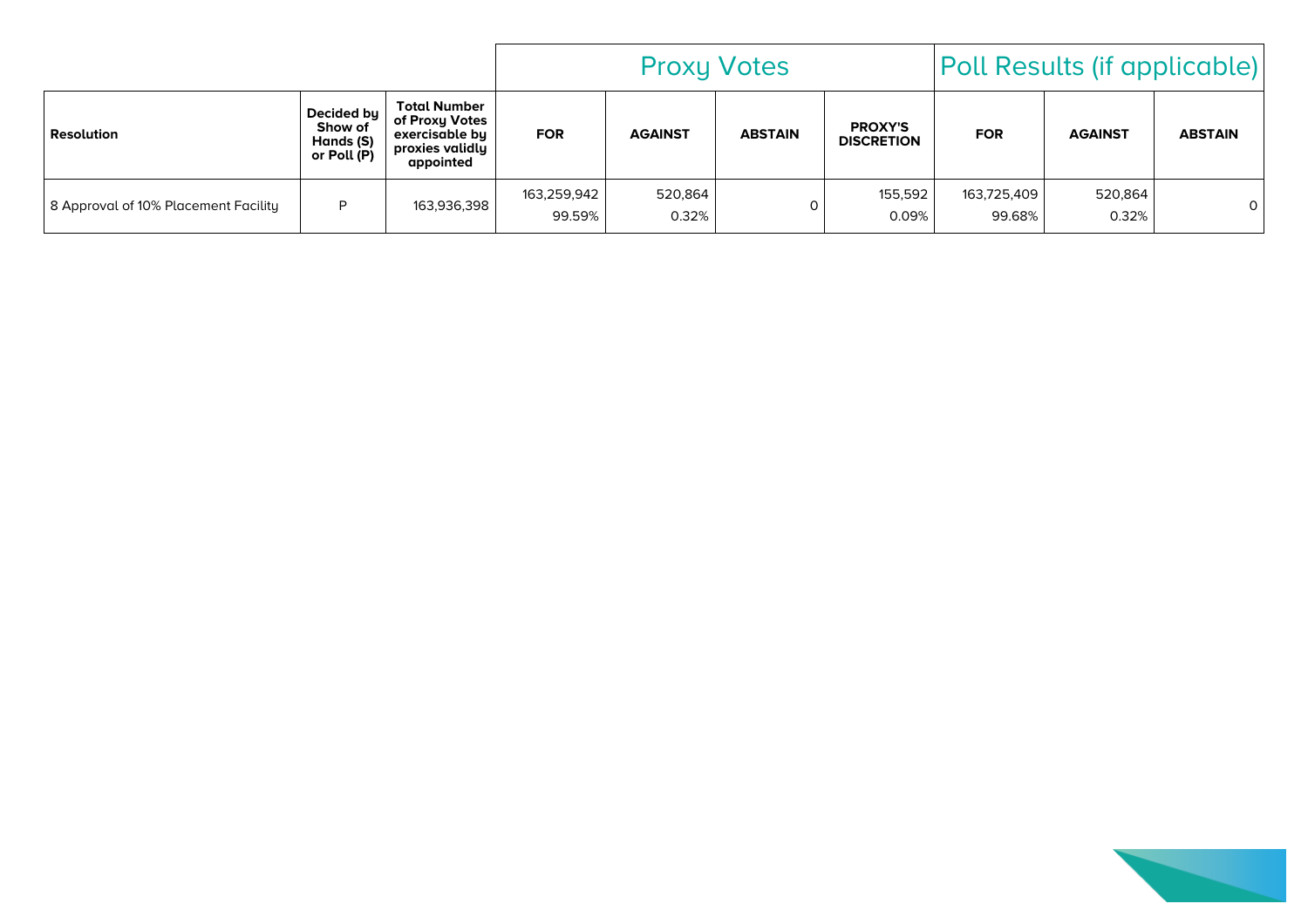| | | | Proxy Votes | | | | Poll Results (if applicable) | | |
|---|---|---|---|---|---|---|---|---|---|
| **Resolution** | **Decided by Show of Hands (S) or Poll (P)** | **Total Number of Proxy Votes exercisable by proxies validly appointed** | **FOR** | **AGAINST** | **ABSTAIN** | **PROXY'S DISCRETION** | **FOR** | **AGAINST** | **ABSTAIN** |
| 8 Approval of 10% Placement Facility | P | 163,936,398 | 163,259,942 99.59% | 520,864 0.32% | 0 | 155,592 0.09% | 163,725,409 99.68% | 520,864 0.32% | 0 |